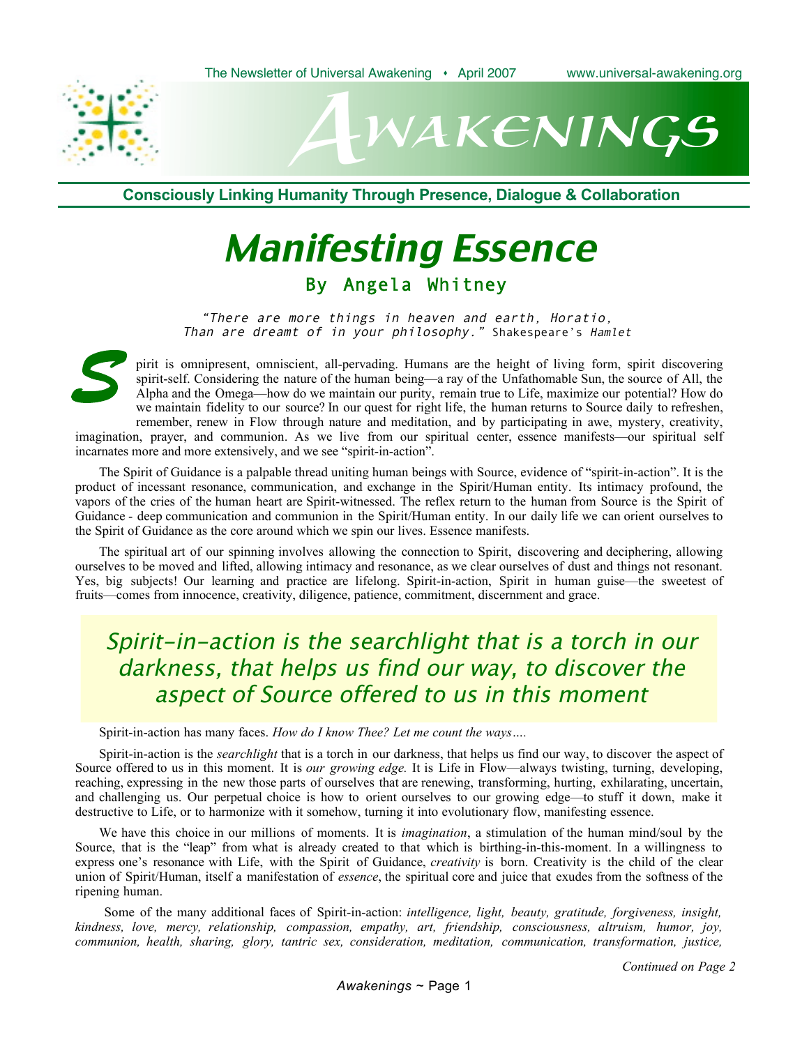The Newsletter of Universal Awakening • April 2007 www.universal-awakening.org

# AWAKENINGS

**Consciously Linking Humanity Through Presence, Dialogue & Collaboration**

# *Manifesting Essence*

## By Angela Whitney

*"There are more things in heaven and earth, Horatio,*
*Than are dreamt of in your philosophy."* Shakespeare's *Hamlet*

Spirit is omnipresent, omniscient, all-pervading. Humans are the height of living form, spirit discovering spirit-self. Considering the nature of the human being—a ray of the Unfathomable Sun, the source of All, the Alpha and the Omega—how do we maintain our purity, remain true to Life, maximize our potential? How do we maintain fidelity to our source? In our quest for right life, the human returns to Source daily to refreshen, remember, renew in Flow through nature and meditation, and by participating in awe, mystery, creativity, imagination, prayer, and communion. As we live from our spiritual center, essence manifests—our spiritual self incarnates more and more extensively, and we see "spirit-in-action".

The Spirit of Guidance is a palpable thread uniting human beings with Source, evidence of "spirit-in-action". It is the product of incessant resonance, communication, and exchange in the Spirit/Human entity. Its intimacy profound, the vapors of the cries of the human heart are Spirit-witnessed. The reflex return to the human from Source is the Spirit of Guidance - deep communication and communion in the Spirit/Human entity. In our daily life we can orient ourselves to the Spirit of Guidance as the core around which we spin our lives. Essence manifests.

The spiritual art of our spinning involves allowing the connection to Spirit, discovering and deciphering, allowing ourselves to be moved and lifted, allowing intimacy and resonance, as we clear ourselves of dust and things not resonant. Yes, big subjects! Our learning and practice are lifelong. Spirit-in-action, Spirit in human guise—the sweetest of fruits—comes from innocence, creativity, diligence, patience, commitment, discernment and grace.

> *Spirit-in-action is the searchlight that is a torch in our darkness, that helps us find our way, to discover the aspect of Source offered to us in this moment*

Spirit-in-action has many faces. *How do I know Thee? Let me count the ways….*

Spirit-in-action is the *searchlight* that is a torch in our darkness, that helps us find our way, to discover the aspect of Source offered to us in this moment. It is *our growing edge.* It is Life in Flow—always twisting, turning, developing, reaching, expressing in the new those parts of ourselves that are renewing, transforming, hurting, exhilarating, uncertain, and challenging us. Our perpetual choice is how to orient ourselves to our growing edge—to stuff it down, make it destructive to Life, or to harmonize with it somehow, turning it into evolutionary flow, manifesting essence.

We have this choice in our millions of moments. It is *imagination*, a stimulation of the human mind/soul by the Source, that is the "leap" from what is already created to that which is birthing-in-this-moment. In a willingness to express one's resonance with Life, with the Spirit of Guidance, *creativity* is born. Creativity is the child of the clear union of Spirit/Human, itself a manifestation of *essence*, the spiritual core and juice that exudes from the softness of the ripening human.

Some of the many additional faces of Spirit-in-action: *intelligence, light, beauty, gratitude, forgiveness, insight, kindness, love, mercy, relationship, compassion, empathy, art, friendship, consciousness, altruism, humor, joy, communion, health, sharing, glory, tantric sex, consideration, meditation, communication, transformation, justice,*

*Continued on Page 2*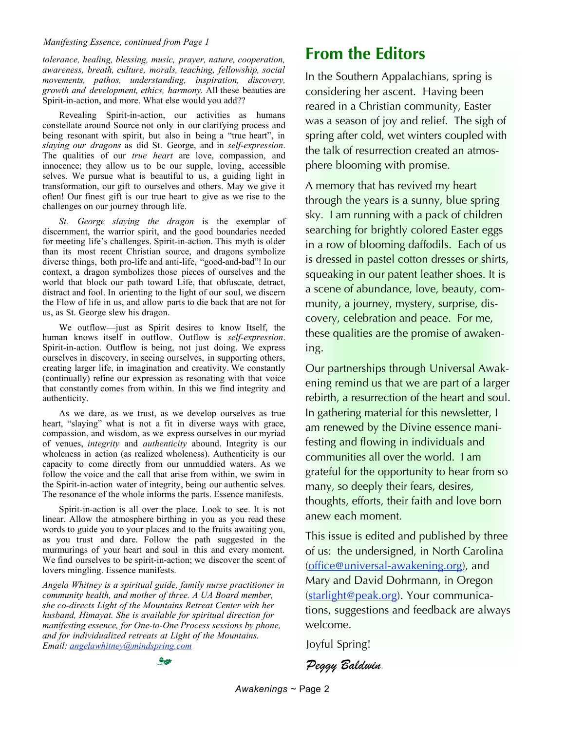*Manifesting Essence, continued from Page 1*

*tolerance, healing, blessing, music, prayer, nature, cooperation, awareness, breath, culture, morals, teaching, fellowship, social movements, pathos, understanding, inspiration, discovery, growth and development, ethics, harmony.* All these beauties are Spirit-in-action, and more. What else would you add??

Revealing Spirit-in-action, our activities as humans constellate around Source not only in our clarifying process and being resonant with spirit, but also in being a "true heart", in *slaying our dragons* as did St. George, and in *self-expression*. The qualities of our *true heart* are love, compassion, and innocence; they allow us to be our supple, loving, accessible selves. We pursue what is beautiful to us, a guiding light in transformation, our gift to ourselves and others. May we give it often! Our finest gift is our true heart to give as we rise to the challenges on our journey through life.

*St. George slaying the dragon* is the exemplar of discernment, the warrior spirit, and the good boundaries needed for meeting life's challenges. Spirit-in-action. This myth is older than its most recent Christian source, and dragons symbolize diverse things, both pro-life and anti-life, "good-and-bad"! In our context, a dragon symbolizes those pieces of ourselves and the world that block our path toward Life, that obfuscate, detract, distract and fool. In orienting to the light of our soul, we discern the Flow of life in us, and allow parts to die back that are not for us, as St. George slew his dragon.

We outflow—just as Spirit desires to know Itself, the human knows itself in outflow. Outflow is *self-expression*. Spirit-in-action. Outflow is being, not just doing. We express ourselves in discovery, in seeing ourselves, in supporting others, creating larger life, in imagination and creativity. We constantly (continually) refine our expression as resonating with that voice that constantly comes from within. In this we find integrity and authenticity.

As we dare, as we trust, as we develop ourselves as true heart, "slaying" what is not a fit in diverse ways with grace, compassion, and wisdom, as we express ourselves in our myriad of venues, *integrity* and *authenticity* abound. Integrity is our wholeness in action (as realized wholeness). Authenticity is our capacity to come directly from our unmuddied waters. As we follow the voice and the call that arise from within, we swim in the Spirit-in-action water of integrity, being our authentic selves. The resonance of the whole informs the parts. Essence manifests.

Spirit-in-action is all over the place. Look to see. It is not linear. Allow the atmosphere birthing in you as you read these words to guide you to your places and to the fruits awaiting you, as you trust and dare. Follow the path suggested in the murmurings of your heart and soul in this and every moment. We find ourselves to be spirit-in-action; we discover the scent of lovers mingling. Essence manifests.

*Angela Whitney is a spiritual guide, family nurse practitioner in community health, and mother of three. A UA Board member, she co-directs Light of the Mountains Retreat Center with her husband, Himayat. She is available for spiritual direction for manifesting essence, for One-to-One Process sessions by phone, and for individualized retreats at Light of the Mountains. Email: angelawhitney@mindspring.com*

## From the Editors

In the Southern Appalachians, spring is considering her ascent. Having been reared in a Christian community, Easter was a season of joy and relief. The sigh of spring after cold, wet winters coupled with the talk of resurrection created an atmosphere blooming with promise.

A memory that has revived my heart through the years is a sunny, blue spring sky. I am running with a pack of children searching for brightly colored Easter eggs in a row of blooming daffodils. Each of us is dressed in pastel cotton dresses or shirts, squeaking in our patent leather shoes. It is a scene of abundance, love, beauty, community, a journey, mystery, surprise, discovery, celebration and peace. For me, these qualities are the promise of awakening.

Our partnerships through Universal Awakening remind us that we are part of a larger rebirth, a resurrection of the heart and soul. In gathering material for this newsletter, I am renewed by the Divine essence manifesting and flowing in individuals and communities all over the world. I am grateful for the opportunity to hear from so many, so deeply their fears, desires, thoughts, efforts, their faith and love born anew each moment.

This issue is edited and published by three of us: the undersigned, in North Carolina (office@universal-awakening.org), and Mary and David Dohrmann, in Oregon (starlight@peak.org). Your communications, suggestions and feedback are always welcome.

Joyful Spring!

*Peggy Baldwin*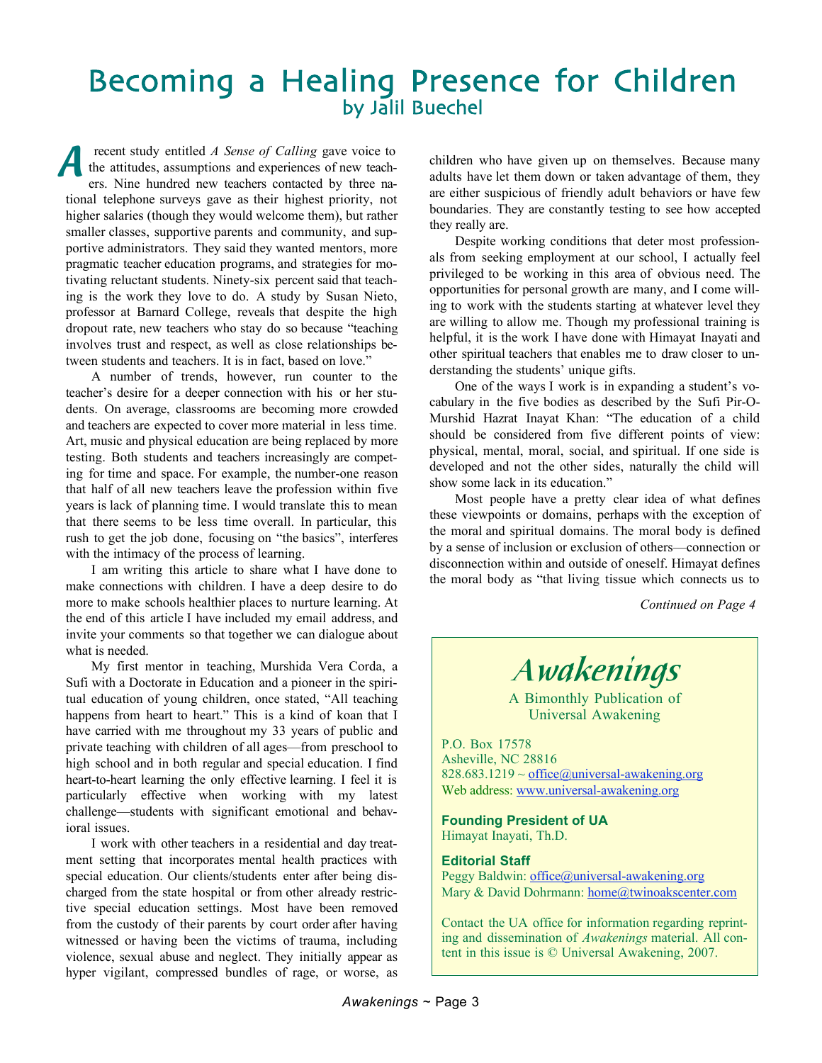// Becoming a Healing Presence for Children

by Jalil Buechel

A recent study entitled *A Sense of Calling* gave voice to the attitudes, assumptions and experiences of new teachers. Nine hundred new teachers contacted by three national telephone surveys gave as their highest priority, not higher salaries (though they would welcome them), but rather smaller classes, supportive parents and community, and supportive administrators. They said they wanted mentors, more pragmatic teacher education programs, and strategies for motivating reluctant students. Ninety-six percent said that teaching is the work they love to do. A study by Susan Nieto, professor at Barnard College, reveals that despite the high dropout rate, new teachers who stay do so because "teaching involves trust and respect, as well as close relationships between students and teachers. It is in fact, based on love."

A number of trends, however, run counter to the teacher's desire for a deeper connection with his or her students. On average, classrooms are becoming more crowded and teachers are expected to cover more material in less time. Art, music and physical education are being replaced by more testing. Both students and teachers increasingly are competing for time and space. For example, the number-one reason that half of all new teachers leave the profession within five years is lack of planning time. I would translate this to mean that there seems to be less time overall. In particular, this rush to get the job done, focusing on "the basics", interferes with the intimacy of the process of learning.

I am writing this article to share what I have done to make connections with children. I have a deep desire to do more to make schools healthier places to nurture learning. At the end of this article I have included my email address, and invite your comments so that together we can dialogue about what is needed.

My first mentor in teaching, Murshida Vera Corda, a Sufi with a Doctorate in Education and a pioneer in the spiritual education of young children, once stated, "All teaching happens from heart to heart." This is a kind of koan that I have carried with me throughout my 33 years of public and private teaching with children of all ages—from preschool to high school and in both regular and special education. I find heart-to-heart learning the only effective learning. I feel it is particularly effective when working with my latest challenge—students with significant emotional and behavioral issues.

I work with other teachers in a residential and day treatment setting that incorporates mental health practices with special education. Our clients/students enter after being discharged from the state hospital or from other already restrictive special education settings. Most have been removed from the custody of their parents by court order after having witnessed or having been the victims of trauma, including violence, sexual abuse and neglect. They initially appear as hyper vigilant, compressed bundles of rage, or worse, as children who have given up on themselves. Because many adults have let them down or taken advantage of them, they are either suspicious of friendly adult behaviors or have few boundaries. They are constantly testing to see how accepted they really are.

Despite working conditions that deter most professionals from seeking employment at our school, I actually feel privileged to be working in this area of obvious need. The opportunities for personal growth are many, and I come willing to work with the students starting at whatever level they are willing to allow me. Though my professional training is helpful, it is the work I have done with Himayat Inayati and other spiritual teachers that enables me to draw closer to understanding the students' unique gifts.

One of the ways I work is in expanding a student's vocabulary in the five bodies as described by the Sufi Pir-O-Murshid Hazrat Inayat Khan: "The education of a child should be considered from five different points of view: physical, mental, moral, social, and spiritual. If one side is developed and not the other sides, naturally the child will show some lack in its education."

Most people have a pretty clear idea of what defines these viewpoints or domains, perhaps with the exception of the moral and spiritual domains. The moral body is defined by a sense of inclusion or exclusion of others—connection or disconnection within and outside of oneself. Himayat defines the moral body as "that living tissue which connects us to

*Continued on Page 4*

---

# *Awakenings*

A Bimonthly Publication of
Universal Awakening

P.O. Box 17578
Asheville, NC 28816
828.683.1219 ~ office@universal-awakening.org
Web address: www.universal-awakening.org

**Founding President of UA**
Himayat Inayati, Th.D.

**Editorial Staff**
Peggy Baldwin: office@universal-awakening.org
Mary & David Dohrmann: home@twinoakscenter.com

Contact the UA office for information regarding reprinting and dissemination of *Awakenings* material. All content in this issue is © Universal Awakening, 2007.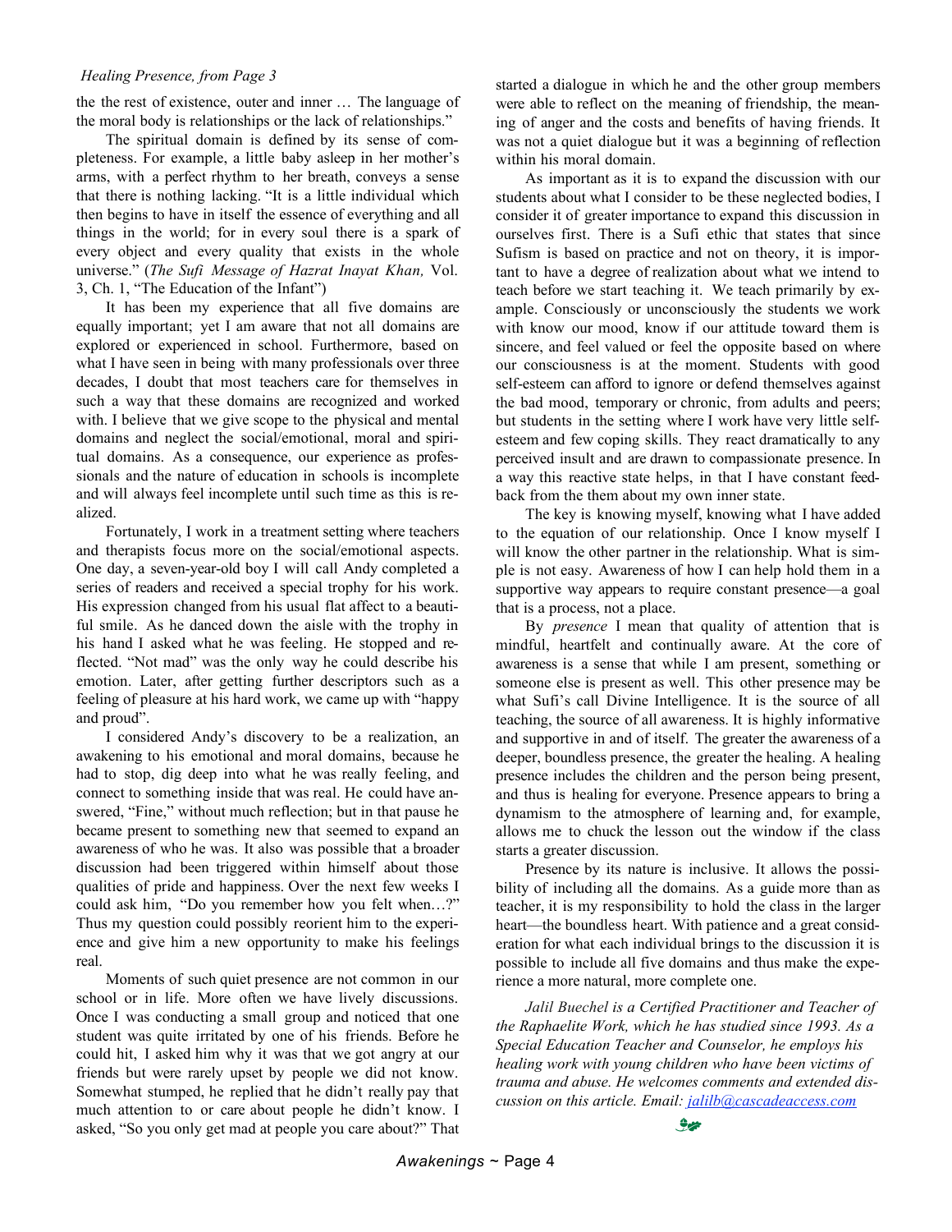*Healing Presence, from Page 3*

the the rest of existence, outer and inner … The language of the moral body is relationships or the lack of relationships."

The spiritual domain is defined by its sense of completeness. For example, a little baby asleep in her mother's arms, with a perfect rhythm to her breath, conveys a sense that there is nothing lacking. "It is a little individual which then begins to have in itself the essence of everything and all things in the world; for in every soul there is a spark of every object and every quality that exists in the whole universe." (*The Sufi Message of Hazrat Inayat Khan,* Vol. 3, Ch. 1, "The Education of the Infant")

It has been my experience that all five domains are equally important; yet I am aware that not all domains are explored or experienced in school. Furthermore, based on what I have seen in being with many professionals over three decades, I doubt that most teachers care for themselves in such a way that these domains are recognized and worked with. I believe that we give scope to the physical and mental domains and neglect the social/emotional, moral and spiritual domains. As a consequence, our experience as professionals and the nature of education in schools is incomplete and will always feel incomplete until such time as this is realized.

Fortunately, I work in a treatment setting where teachers and therapists focus more on the social/emotional aspects. One day, a seven-year-old boy I will call Andy completed a series of readers and received a special trophy for his work. His expression changed from his usual flat affect to a beautiful smile. As he danced down the aisle with the trophy in his hand I asked what he was feeling. He stopped and reflected. "Not mad" was the only way he could describe his emotion. Later, after getting further descriptors such as a feeling of pleasure at his hard work, we came up with "happy and proud".

I considered Andy's discovery to be a realization, an awakening to his emotional and moral domains, because he had to stop, dig deep into what he was really feeling, and connect to something inside that was real. He could have answered, "Fine," without much reflection; but in that pause he became present to something new that seemed to expand an awareness of who he was. It also was possible that a broader discussion had been triggered within himself about those qualities of pride and happiness. Over the next few weeks I could ask him, "Do you remember how you felt when…?" Thus my question could possibly reorient him to the experience and give him a new opportunity to make his feelings real.

Moments of such quiet presence are not common in our school or in life. More often we have lively discussions. Once I was conducting a small group and noticed that one student was quite irritated by one of his friends. Before he could hit, I asked him why it was that we got angry at our friends but were rarely upset by people we did not know. Somewhat stumped, he replied that he didn't really pay that much attention to or care about people he didn't know. I asked, "So you only get mad at people you care about?" That started a dialogue in which he and the other group members were able to reflect on the meaning of friendship, the meaning of anger and the costs and benefits of having friends. It was not a quiet dialogue but it was a beginning of reflection within his moral domain.

As important as it is to expand the discussion with our students about what I consider to be these neglected bodies, I consider it of greater importance to expand this discussion in ourselves first. There is a Sufi ethic that states that since Sufism is based on practice and not on theory, it is important to have a degree of realization about what we intend to teach before we start teaching it. We teach primarily by example. Consciously or unconsciously the students we work with know our mood, know if our attitude toward them is sincere, and feel valued or feel the opposite based on where our consciousness is at the moment. Students with good self-esteem can afford to ignore or defend themselves against the bad mood, temporary or chronic, from adults and peers; but students in the setting where I work have very little self-esteem and few coping skills. They react dramatically to any perceived insult and are drawn to compassionate presence. In a way this reactive state helps, in that I have constant feedback from the them about my own inner state.

The key is knowing myself, knowing what I have added to the equation of our relationship. Once I know myself I will know the other partner in the relationship. What is simple is not easy. Awareness of how I can help hold them in a supportive way appears to require constant presence—a goal that is a process, not a place.

By *presence* I mean that quality of attention that is mindful, heartfelt and continually aware. At the core of awareness is a sense that while I am present, something or someone else is present as well. This other presence may be what Sufi's call Divine Intelligence. It is the source of all teaching, the source of all awareness. It is highly informative and supportive in and of itself. The greater the awareness of a deeper, boundless presence, the greater the healing. A healing presence includes the children and the person being present, and thus is healing for everyone. Presence appears to bring a dynamism to the atmosphere of learning and, for example, allows me to chuck the lesson out the window if the class starts a greater discussion.

Presence by its nature is inclusive. It allows the possibility of including all the domains. As a guide more than as teacher, it is my responsibility to hold the class in the larger heart—the boundless heart. With patience and a great consideration for what each individual brings to the discussion it is possible to include all five domains and thus make the experience a more natural, more complete one.

*Jalil Buechel is a Certified Practitioner and Teacher of the Raphaelite Work, which he has studied since 1993. As a Special Education Teacher and Counselor, he employs his healing work with young children who have been victims of trauma and abuse. He welcomes comments and extended discussion on this article. Email: jalilb@cascadeaccess.com*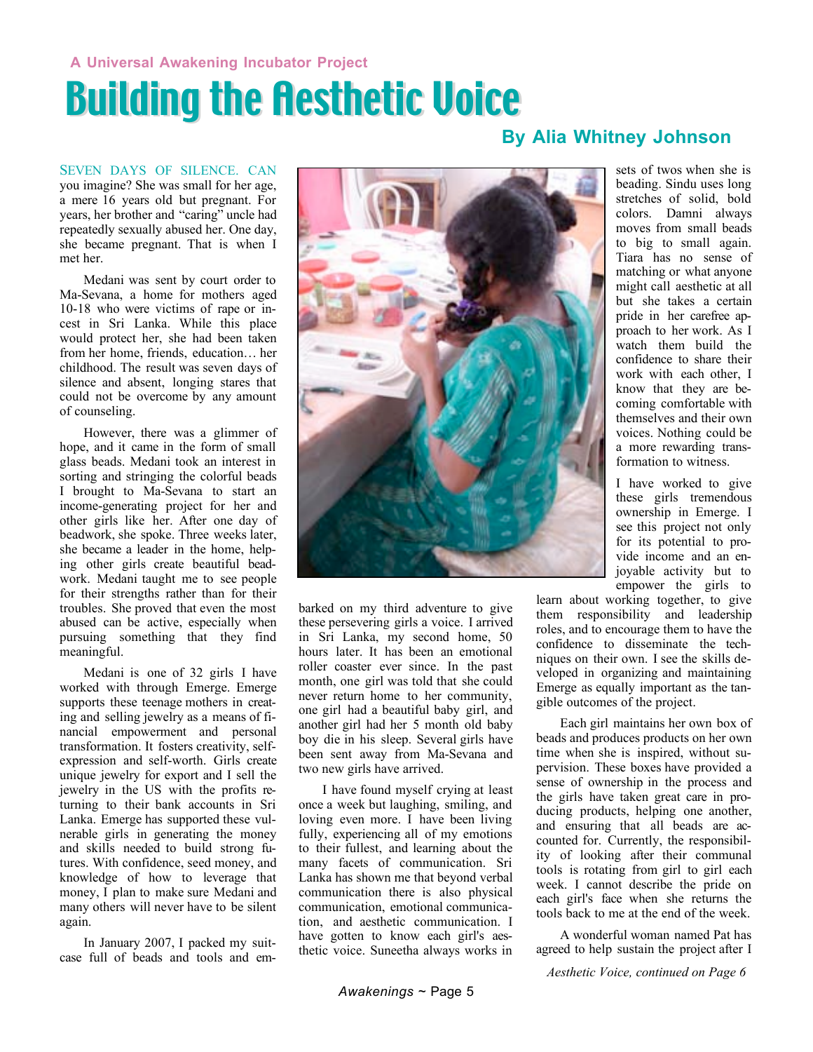A Universal Awakening Incubator Project

# Building the Aesthetic Voice

### By Alia Whitney Johnson

SEVEN DAYS OF SILENCE. CAN you imagine? She was small for her age, a mere 16 years old but pregnant. For years, her brother and "caring" uncle had repeatedly sexually abused her. One day, she became pregnant. That is when I met her.

Medani was sent by court order to Ma-Sevana, a home for mothers aged 10-18 who were victims of rape or incest in Sri Lanka. While this place would protect her, she had been taken from her home, friends, education… her childhood. The result was seven days of silence and absent, longing stares that could not be overcome by any amount of counseling.

However, there was a glimmer of hope, and it came in the form of small glass beads. Medani took an interest in sorting and stringing the colorful beads I brought to Ma-Sevana to start an income-generating project for her and other girls like her. After one day of beadwork, she spoke. Three weeks later, she became a leader in the home, helping other girls create beautiful beadwork. Medani taught me to see people for their strengths rather than for their troubles. She proved that even the most abused can be active, especially when pursuing something that they find meaningful.

Medani is one of 32 girls I have worked with through Emerge. Emerge supports these teenage mothers in creating and selling jewelry as a means of financial empowerment and personal transformation. It fosters creativity, self-expression and self-worth. Girls create unique jewelry for export and I sell the jewelry in the US with the profits returning to their bank accounts in Sri Lanka. Emerge has supported these vulnerable girls in generating the money and skills needed to build strong futures. With confidence, seed money, and knowledge of how to leverage that money, I plan to make sure Medani and many others will never have to be silent again.

In January 2007, I packed my suitcase full of beads and tools and embarked on my third adventure to give these persevering girls a voice. I arrived in Sri Lanka, my second home, 50 hours later. It has been an emotional roller coaster ever since. In the past month, one girl was told that she could never return home to her community, one girl had a beautiful baby girl, and another girl had her 5 month old baby boy die in his sleep. Several girls have been sent away from Ma-Sevana and two new girls have arrived.

I have found myself crying at least once a week but laughing, smiling, and loving even more. I have been living fully, experiencing all of my emotions to their fullest, and learning about the many facets of communication. Sri Lanka has shown me that beyond verbal communication there is also physical communication, emotional communication, and aesthetic communication. I have gotten to know each girl's aesthetic voice. Suneetha always works in sets of twos when she is beading. Sindu uses long stretches of solid, bold colors. Damni always moves from small beads to big to small again. Tiara has no sense of matching or what anyone might call aesthetic at all but she takes a certain pride in her carefree approach to her work. As I watch them build the confidence to share their work with each other, I know that they are becoming comfortable with themselves and their own voices. Nothing could be a more rewarding transformation to witness.

I have worked to give these girls tremendous ownership in Emerge. I see this project not only for its potential to provide income and an enjoyable activity but to empower the girls to learn about working together, to give them responsibility and leadership roles, and to encourage them to have the confidence to disseminate the techniques on their own. I see the skills developed in organizing and maintaining Emerge as equally important as the tangible outcomes of the project.

Each girl maintains her own box of beads and produces products on her own time when she is inspired, without supervision. These boxes have provided a sense of ownership in the process and the girls have taken great care in producing products, helping one another, and ensuring that all beads are accounted for. Currently, the responsibility of looking after their communal tools is rotating from girl to girl each week. I cannot describe the pride on each girl's face when she returns the tools back to me at the end of the week.

A wonderful woman named Pat has agreed to help sustain the project after I

*Aesthetic Voice, continued on Page 6*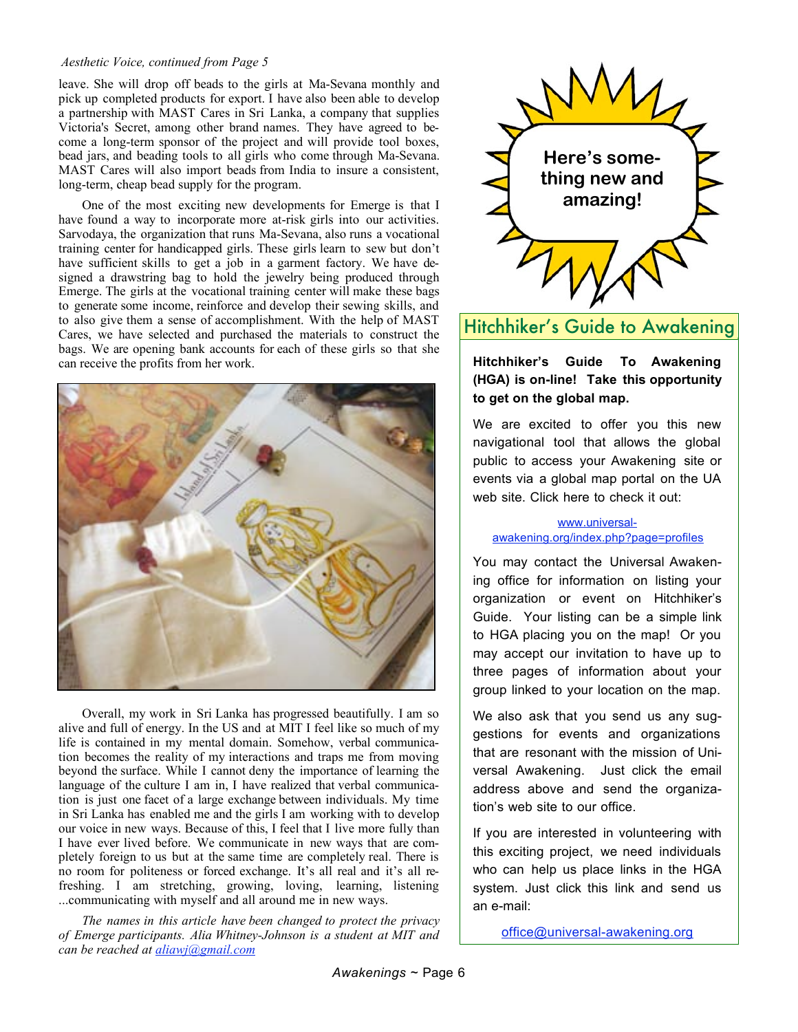*Aesthetic Voice, continued from Page 5*

leave. She will drop off beads to the girls at Ma-Sevana monthly and pick up completed products for export. I have also been able to develop a partnership with MAST Cares in Sri Lanka, a company that supplies Victoria's Secret, among other brand names. They have agreed to become a long-term sponsor of the project and will provide tool boxes, bead jars, and beading tools to all girls who come through Ma-Sevana. MAST Cares will also import beads from India to insure a consistent, long-term, cheap bead supply for the program.

One of the most exciting new developments for Emerge is that I have found a way to incorporate more at-risk girls into our activities. Sarvodaya, the organization that runs Ma-Sevana, also runs a vocational training center for handicapped girls. These girls learn to sew but don't have sufficient skills to get a job in a garment factory. We have designed a drawstring bag to hold the jewelry being produced through Emerge. The girls at the vocational training center will make these bags to generate some income, reinforce and develop their sewing skills, and to also give them a sense of accomplishment. With the help of MAST Cares, we have selected and purchased the materials to construct the bags. We are opening bank accounts for each of these girls so that she can receive the profits from her work.

Overall, my work in Sri Lanka has progressed beautifully. I am so alive and full of energy. In the US and at MIT I feel like so much of my life is contained in my mental domain. Somehow, verbal communication becomes the reality of my interactions and traps me from moving beyond the surface. While I cannot deny the importance of learning the language of the culture I am in, I have realized that verbal communication is just one facet of a large exchange between individuals. My time in Sri Lanka has enabled me and the girls I am working with to develop our voice in new ways. Because of this, I feel that I live more fully than I have ever lived before. We communicate in new ways that are completely foreign to us but at the same time are completely real. There is no room for politeness or forced exchange. It's all real and it's all refreshing. I am stretching, growing, loving, learning, listening ...communicating with myself and all around me in new ways.

*The names in this article have been changed to protect the privacy of Emerge participants. Alia Whitney-Johnson is a student at MIT and can be reached at aliawj@gmail.com*

Here's something new and amazing!

## Hitchhiker's Guide to Awakening

**Hitchhiker's Guide To Awakening (HGA) is on-line! Take this opportunity to get on the global map.**

We are excited to offer you this new navigational tool that allows the global public to access your Awakening site or events via a global map portal on the UA web site. Click here to check it out:

www.universal-awakening.org/index.php?page=profiles

You may contact the Universal Awakening office for information on listing your organization or event on Hitchhiker's Guide. Your listing can be a simple link to HGA placing you on the map! Or you may accept our invitation to have up to three pages of information about your group linked to your location on the map.

We also ask that you send us any suggestions for events and organizations that are resonant with the mission of Universal Awakening. Just click the email address above and send the organization's web site to our office.

If you are interested in volunteering with this exciting project, we need individuals who can help us place links in the HGA system. Just click this link and send us an e-mail:

office@universal-awakening.org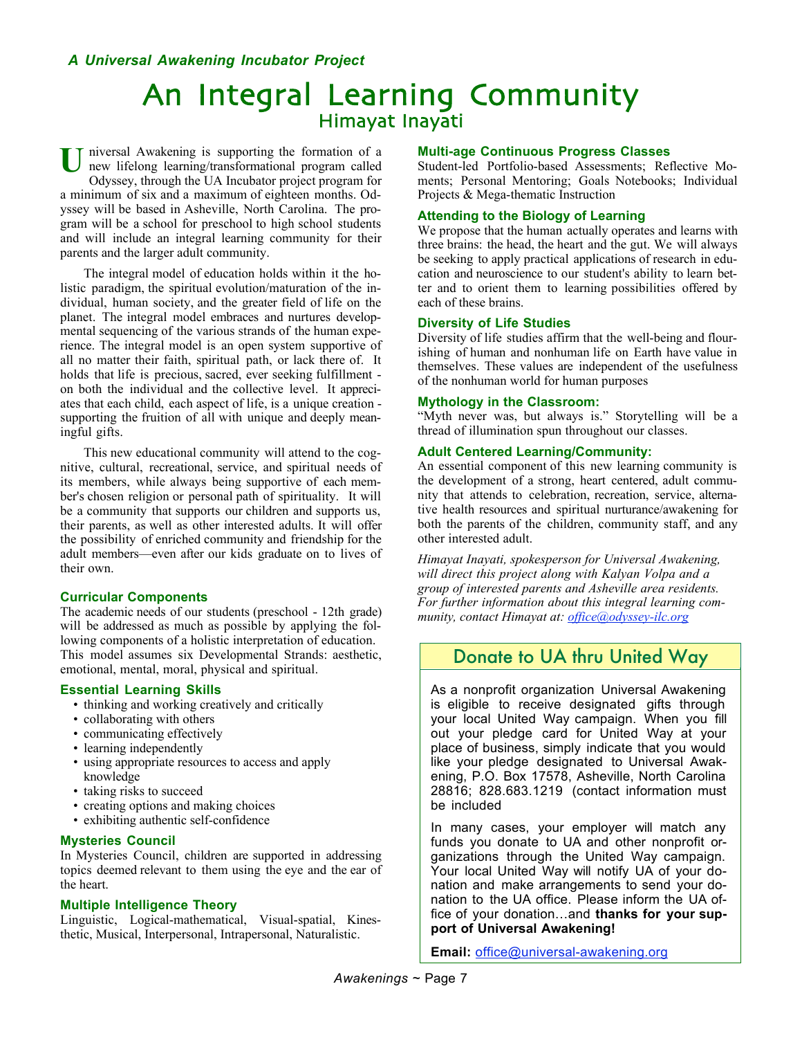*A Universal Awakening Incubator Project*

# An Integral Learning Community

## Himayat Inayati

Universal Awakening is supporting the formation of a new lifelong learning/transformational program called Odyssey, through the UA Incubator project program for a minimum of six and a maximum of eighteen months. Odyssey will be based in Asheville, North Carolina. The program will be a school for preschool to high school students and will include an integral learning community for their parents and the larger adult community.

The integral model of education holds within it the holistic paradigm, the spiritual evolution/maturation of the individual, human society, and the greater field of life on the planet. The integral model embraces and nurtures developmental sequencing of the various strands of the human experience. The integral model is an open system supportive of all no matter their faith, spiritual path, or lack there of. It holds that life is precious, sacred, ever seeking fulfillment - on both the individual and the collective level. It appreciates that each child, each aspect of life, is a unique creation - supporting the fruition of all with unique and deeply meaningful gifts.

This new educational community will attend to the cognitive, cultural, recreational, service, and spiritual needs of its members, while always being supportive of each member's chosen religion or personal path of spirituality. It will be a community that supports our children and supports us, their parents, as well as other interested adults. It will offer the possibility of enriched community and friendship for the adult members—even after our kids graduate on to lives of their own.

### Curricular Components

The academic needs of our students (preschool - 12th grade) will be addressed as much as possible by applying the following components of a holistic interpretation of education. This model assumes six Developmental Strands: aesthetic, emotional, mental, moral, physical and spiritual.

### Essential Learning Skills

- thinking and working creatively and critically
- collaborating with others
- communicating effectively
- learning independently
- using appropriate resources to access and apply knowledge
- taking risks to succeed
- creating options and making choices
- exhibiting authentic self-confidence

### Mysteries Council

In Mysteries Council, children are supported in addressing topics deemed relevant to them using the eye and the ear of the heart.

### Multiple Intelligence Theory

Linguistic, Logical-mathematical, Visual-spatial, Kinesthetic, Musical, Interpersonal, Intrapersonal, Naturalistic.

### Multi-age Continuous Progress Classes

Student-led Portfolio-based Assessments; Reflective Moments; Personal Mentoring; Goals Notebooks; Individual Projects & Mega-thematic Instruction

### Attending to the Biology of Learning

We propose that the human actually operates and learns with three brains: the head, the heart and the gut. We will always be seeking to apply practical applications of research in education and neuroscience to our student's ability to learn better and to orient them to learning possibilities offered by each of these brains.

### Diversity of Life Studies

Diversity of life studies affirm that the well-being and flourishing of human and nonhuman life on Earth have value in themselves. These values are independent of the usefulness of the nonhuman world for human purposes

### Mythology in the Classroom:

"Myth never was, but always is." Storytelling will be a thread of illumination spun throughout our classes.

### Adult Centered Learning/Community:

An essential component of this new learning community is the development of a strong, heart centered, adult community that attends to celebration, recreation, service, alternative health resources and spiritual nurturance/awakening for both the parents of the children, community staff, and any other interested adult.

*Himayat Inayati, spokesperson for Universal Awakening, will direct this project along with Kalyan Volpa and a group of interested parents and Asheville area residents. For further information about this integral learning community, contact Himayat at: office@odyssey-ilc.org*

## Donate to UA thru United Way

As a nonprofit organization Universal Awakening is eligible to receive designated gifts through your local United Way campaign. When you fill out your pledge card for United Way at your place of business, simply indicate that you would like your pledge designated to Universal Awakening, P.O. Box 17578, Asheville, North Carolina 28816; 828.683.1219 (contact information must be included

In many cases, your employer will match any funds you donate to UA and other nonprofit organizations through the United Way campaign. Your local United Way will notify UA of your donation and make arrangements to send your donation to the UA office. Please inform the UA office of your donation…and **thanks for your support of Universal Awakening!**

**Email:** office@universal-awakening.org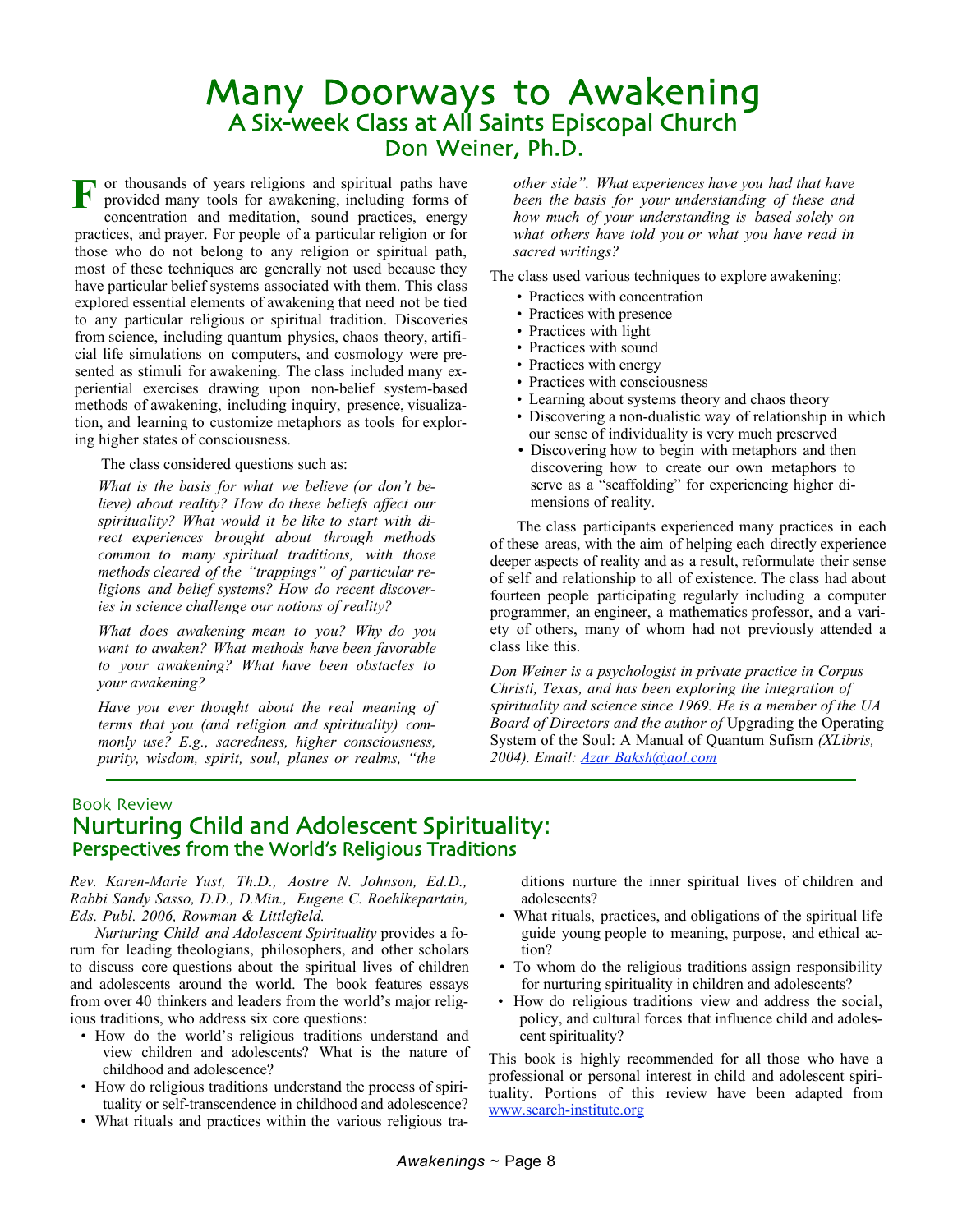# Many Doorways to Awakening

## A Six-week Class at All Saints Episcopal Church

### Don Weiner, Ph.D.

For thousands of years religions and spiritual paths have provided many tools for awakening, including forms of concentration and meditation, sound practices, energy practices, and prayer. For people of a particular religion or for those who do not belong to any religion or spiritual path, most of these techniques are generally not used because they have particular belief systems associated with them. This class explored essential elements of awakening that need not be tied to any particular religious or spiritual tradition. Discoveries from science, including quantum physics, chaos theory, artificial life simulations on computers, and cosmology were presented as stimuli for awakening. The class included many experiential exercises drawing upon non-belief system-based methods of awakening, including inquiry, presence, visualization, and learning to customize metaphors as tools for exploring higher states of consciousness.

The class considered questions such as:

*What is the basis for what we believe (or don't believe) about reality? How do these beliefs affect our spirituality? What would it be like to start with direct experiences brought about through methods common to many spiritual traditions, with those methods cleared of the "trappings" of particular religions and belief systems? How do recent discoveries in science challenge our notions of reality?*

*What does awakening mean to you? Why do you want to awaken? What methods have been favorable to your awakening? What have been obstacles to your awakening?*

*Have you ever thought about the real meaning of terms that you (and religion and spirituality) commonly use? E.g., sacredness, higher consciousness, purity, wisdom, spirit, soul, planes or realms, "the other side". What experiences have you had that have been the basis for your understanding of these and how much of your understanding is based solely on what others have told you or what you have read in sacred writings?*

The class used various techniques to explore awakening:

- Practices with concentration
- Practices with presence
- Practices with light
- Practices with sound
- Practices with energy
- Practices with consciousness
- Learning about systems theory and chaos theory
- Discovering a non-dualistic way of relationship in which our sense of individuality is very much preserved
- Discovering how to begin with metaphors and then discovering how to create our own metaphors to serve as a "scaffolding" for experiencing higher dimensions of reality.

The class participants experienced many practices in each of these areas, with the aim of helping each directly experience deeper aspects of reality and as a result, reformulate their sense of self and relationship to all of existence. The class had about fourteen people participating regularly including a computer programmer, an engineer, a mathematics professor, and a variety of others, many of whom had not previously attended a class like this.

*Don Weiner is a psychologist in private practice in Corpus Christi, Texas, and has been exploring the integration of spirituality and science since 1969. He is a member of the UA Board of Directors and the author of* Upgrading the Operating System of the Soul: A Manual of Quantum Sufism *(XLibris, 2004). Email: Azar Baksh@aol.com*

---

Book Review

# Nurturing Child and Adolescent Spirituality:

## Perspectives from the World's Religious Traditions

*Rev. Karen-Marie Yust, Th.D., Aostre N. Johnson, Ed.D., Rabbi Sandy Sasso, D.D., D.Min., Eugene C. Roehlkepartain, Eds. Publ. 2006, Rowman & Littlefield.*

*Nurturing Child and Adolescent Spirituality* provides a forum for leading theologians, philosophers, and other scholars to discuss core questions about the spiritual lives of children and adolescents around the world. The book features essays from over 40 thinkers and leaders from the world's major religious traditions, who address six core questions:

- How do the world's religious traditions understand and view children and adolescents? What is the nature of childhood and adolescence?
- How do religious traditions understand the process of spirituality or self-transcendence in childhood and adolescence?
- What rituals and practices within the various religious traditions nurture the inner spiritual lives of children and adolescents?
- What rituals, practices, and obligations of the spiritual life guide young people to meaning, purpose, and ethical action?
- To whom do the religious traditions assign responsibility for nurturing spirituality in children and adolescents?
- How do religious traditions view and address the social, policy, and cultural forces that influence child and adolescent spirituality?

This book is highly recommended for all those who have a professional or personal interest in child and adolescent spirituality. Portions of this review have been adapted from www.search-institute.org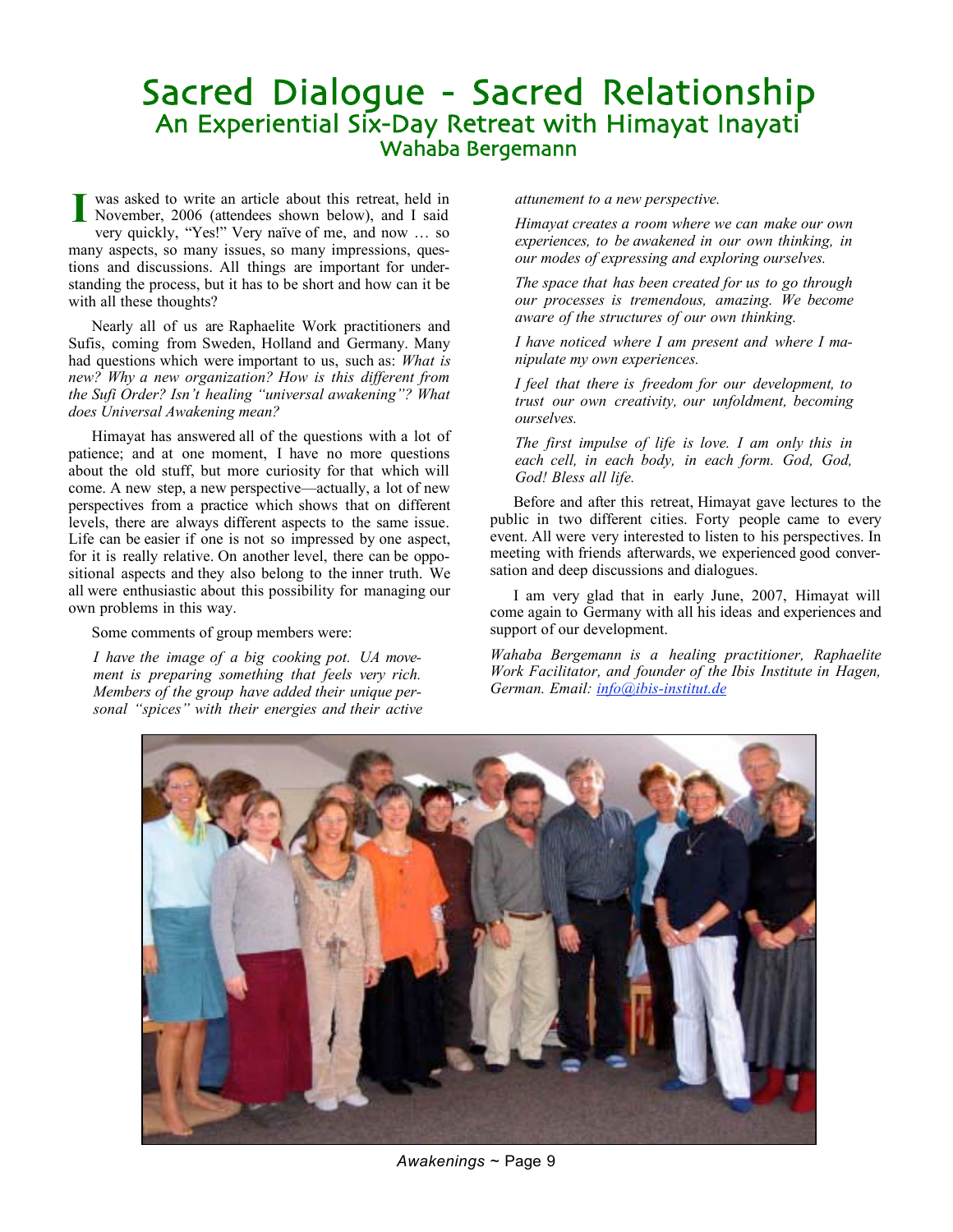# Sacred Dialogue - Sacred Relationship

## An Experiential Six-Day Retreat with Himayat Inayati

### Wahaba Bergemann

I was asked to write an article about this retreat, held in November, 2006 (attendees shown below), and I said very quickly, "Yes!" Very naïve of me, and now … so many aspects, so many issues, so many impressions, questions and discussions. All things are important for understanding the process, but it has to be short and how can it be with all these thoughts?

Nearly all of us are Raphaelite Work practitioners and Sufis, coming from Sweden, Holland and Germany. Many had questions which were important to us, such as: *What is new? Why a new organization? How is this different from the Sufi Order? Isn't healing "universal awakening"? What does Universal Awakening mean?*

Himayat has answered all of the questions with a lot of patience; and at one moment, I have no more questions about the old stuff, but more curiosity for that which will come. A new step, a new perspective—actually, a lot of new perspectives from a practice which shows that on different levels, there are always different aspects to the same issue. Life can be easier if one is not so impressed by one aspect, for it is really relative. On another level, there can be oppositional aspects and they also belong to the inner truth. We all were enthusiastic about this possibility for managing our own problems in this way.

Some comments of group members were:

*I have the image of a big cooking pot. UA movement is preparing something that feels very rich. Members of the group have added their unique personal "spices" with their energies and their active attunement to a new perspective.*

*Himayat creates a room where we can make our own experiences, to be awakened in our own thinking, in our modes of expressing and exploring ourselves.*

*The space that has been created for us to go through our processes is tremendous, amazing. We become aware of the structures of our own thinking.*

*I have noticed where I am present and where I manipulate my own experiences.*

*I feel that there is freedom for our development, to trust our own creativity, our unfoldment, becoming ourselves.*

*The first impulse of life is love. I am only this in each cell, in each body, in each form. God, God, God! Bless all life.*

Before and after this retreat, Himayat gave lectures to the public in two different cities. Forty people came to every event. All were very interested to listen to his perspectives. In meeting with friends afterwards, we experienced good conversation and deep discussions and dialogues.

I am very glad that in early June, 2007, Himayat will come again to Germany with all his ideas and experiences and support of our development.

*Wahaba Bergemann is a healing practitioner, Raphaelite Work Facilitator, and founder of the Ibis Institute in Hagen, German. Email: info@ibis-institut.de*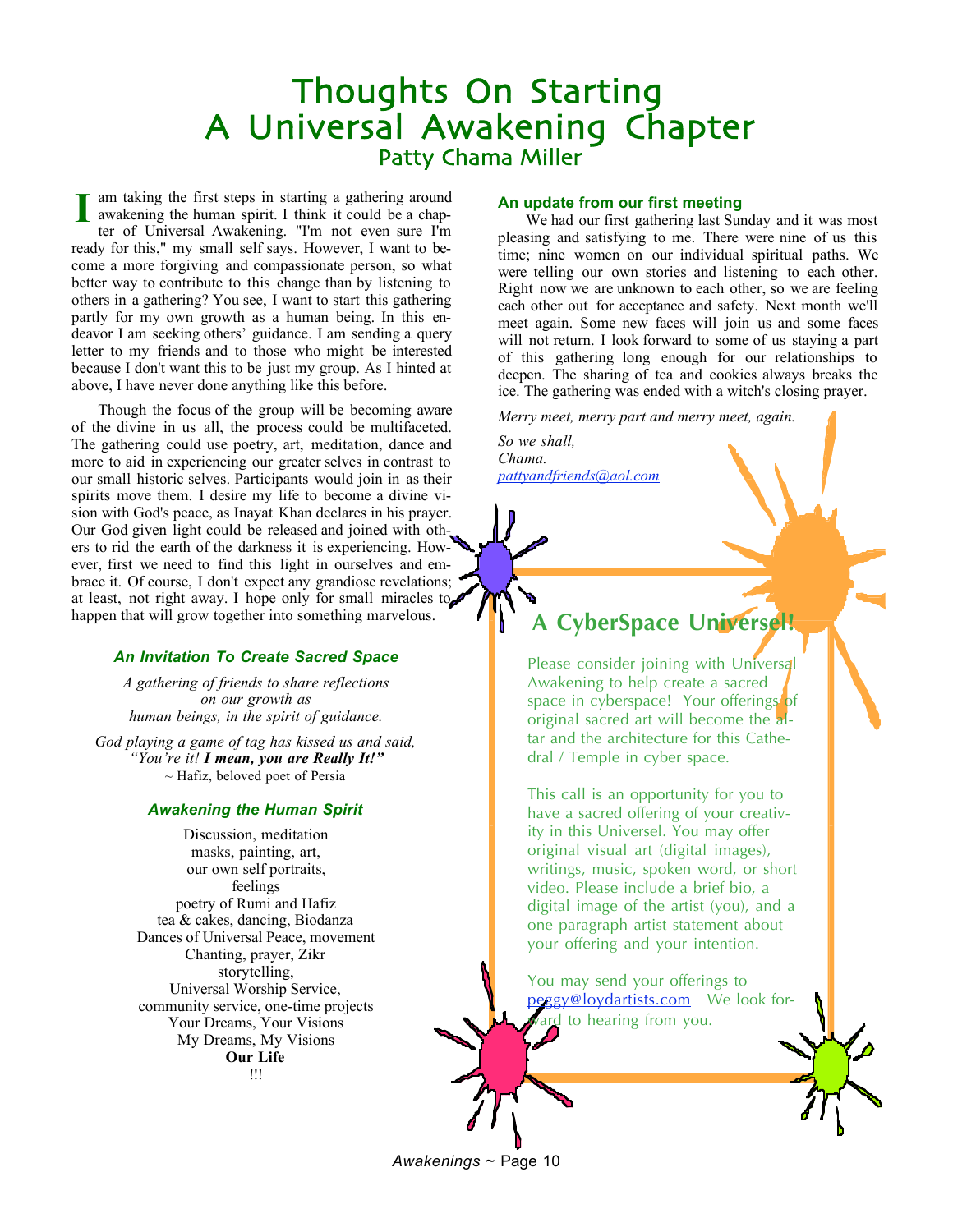# Thoughts On Starting A Universal Awakening Chapter

## Patty Chama Miller

I am taking the first steps in starting a gathering around awakening the human spirit. I think it could be a chapter of Universal Awakening. "I'm not even sure I'm ready for this," my small self says. However, I want to become a more forgiving and compassionate person, so what better way to contribute to this change than by listening to others in a gathering? You see, I want to start this gathering partly for my own growth as a human being. In this endeavor I am seeking others' guidance. I am sending a query letter to my friends and to those who might be interested because I don't want this to be just my group. As I hinted at above, I have never done anything like this before.

Though the focus of the group will be becoming aware of the divine in us all, the process could be multifaceted. The gathering could use poetry, art, meditation, dance and more to aid in experiencing our greater selves in contrast to our small historic selves. Participants would join in as their spirits move them. I desire my life to become a divine vision with God's peace, as Inayat Khan declares in his prayer. Our God given light could be released and joined with others to rid the earth of the darkness it is experiencing. However, first we need to find this light in ourselves and embrace it. Of course, I don't expect any grandiose revelations; at least, not right away. I hope only for small miracles to happen that will grow together into something marvelous.

### *An Invitation To Create Sacred Space*

*A gathering of friends to share reflections on our growth as human beings, in the spirit of guidance.*

*God playing a game of tag has kissed us and said, "You're it!* ***I mean, you are Really It!"***
~ Hafiz, beloved poet of Persia

### *Awakening the Human Spirit*

Discussion, meditation
masks, painting, art,
our own self portraits,
feelings
poetry of Rumi and Hafiz
tea & cakes, dancing, Biodanza
Dances of Universal Peace, movement
Chanting, prayer, Zikr
storytelling,
Universal Worship Service,
community service, one-time projects
Your Dreams, Your Visions
My Dreams, My Visions
**Our Life**
!!!

### An update from our first meeting

We had our first gathering last Sunday and it was most pleasing and satisfying to me. There were nine of us this time; nine women on our individual spiritual paths. We were telling our own stories and listening to each other. Right now we are unknown to each other, so we are feeling each other out for acceptance and safety. Next month we'll meet again. Some new faces will join us and some faces will not return. I look forward to some of us staying a part of this gathering long enough for our relationships to deepen. The sharing of tea and cookies always breaks the ice. The gathering was ended with a witch's closing prayer.

*Merry meet, merry part and merry meet, again.*

*So we shall,*
*Chama.*
*pattyandfriends@aol.com*

## A CyberSpace Universel!

Please consider joining with Universal Awakening to help create a sacred space in cyberspace! Your offerings of original sacred art will become the altar and the architecture for this Cathedral / Temple in cyber space.

This call is an opportunity for you to have a sacred offering of your creativity in this Universel. You may offer original visual art (digital images), writings, music, spoken word, or short video. Please include a brief bio, a digital image of the artist (you), and a one paragraph artist statement about your offering and your intention.

You may send your offerings to peggy@loydartists.com We look forward to hearing from you.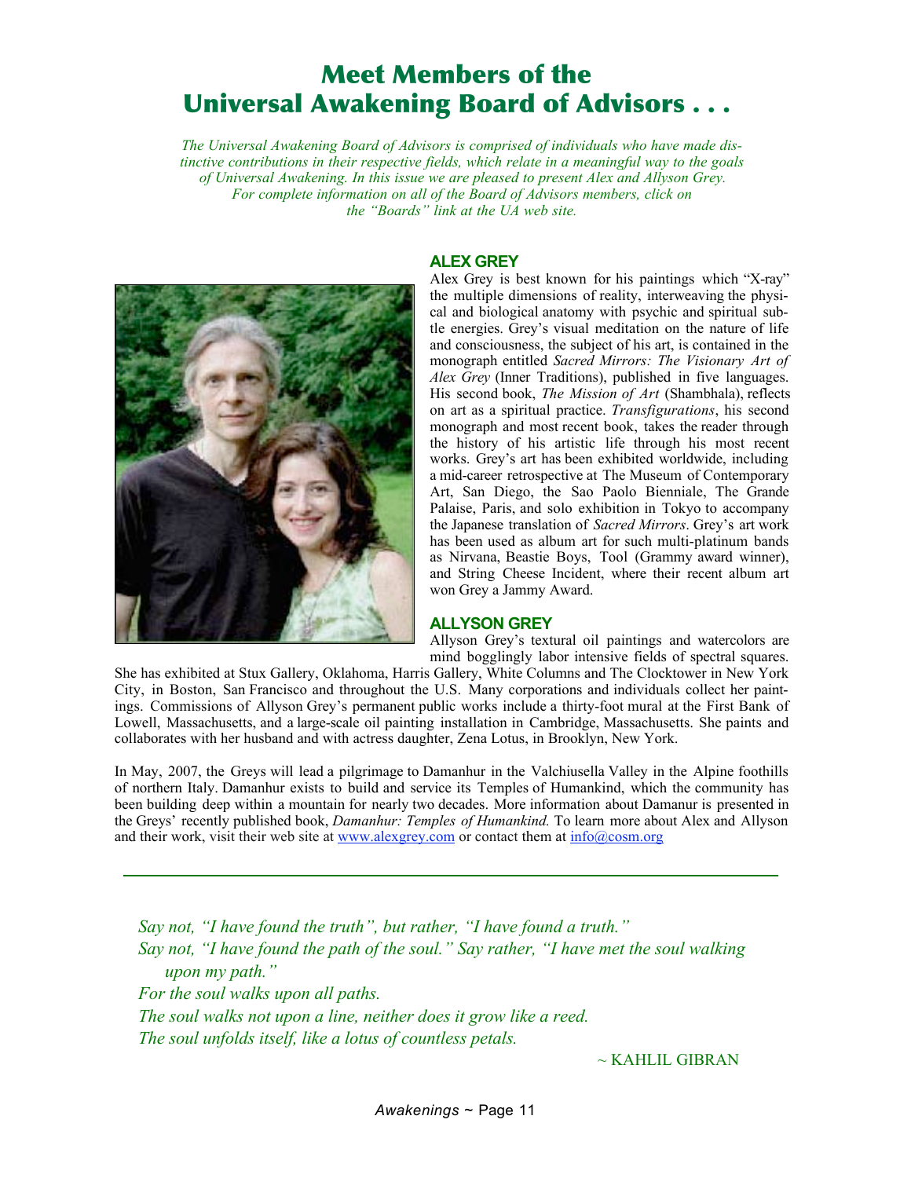# Meet Members of the Universal Awakening Board of Advisors . . .

*The Universal Awakening Board of Advisors is comprised of individuals who have made distinctive contributions in their respective fields, which relate in a meaningful way to the goals of Universal Awakening. In this issue we are pleased to present Alex and Allyson Grey. For complete information on all of the Board of Advisors members, click on the "Boards" link at the UA web site.*

## ALEX GREY

Alex Grey is best known for his paintings which "X-ray" the multiple dimensions of reality, interweaving the physical and biological anatomy with psychic and spiritual subtle energies. Grey's visual meditation on the nature of life and consciousness, the subject of his art, is contained in the monograph entitled *Sacred Mirrors: The Visionary Art of Alex Grey* (Inner Traditions), published in five languages. His second book, *The Mission of Art* (Shambhala), reflects on art as a spiritual practice. *Transfigurations*, his second monograph and most recent book, takes the reader through the history of his artistic life through his most recent works. Grey's art has been exhibited worldwide, including a mid-career retrospective at The Museum of Contemporary Art, San Diego, the Sao Paolo Bienniale, The Grande Palaise, Paris, and solo exhibition in Tokyo to accompany the Japanese translation of *Sacred Mirrors*. Grey's art work has been used as album art for such multi-platinum bands as Nirvana, Beastie Boys, Tool (Grammy award winner), and String Cheese Incident, where their recent album art won Grey a Jammy Award.

## ALLYSON GREY

Allyson Grey's textural oil paintings and watercolors are mind bogglingly labor intensive fields of spectral squares. She has exhibited at Stux Gallery, Oklahoma, Harris Gallery, White Columns and The Clocktower in New York City, in Boston, San Francisco and throughout the U.S. Many corporations and individuals collect her paintings. Commissions of Allyson Grey's permanent public works include a thirty-foot mural at the First Bank of Lowell, Massachusetts, and a large-scale oil painting installation in Cambridge, Massachusetts. She paints and collaborates with her husband and with actress daughter, Zena Lotus, in Brooklyn, New York.

In May, 2007, the Greys will lead a pilgrimage to Damanhur in the Valchiusella Valley in the Alpine foothills of northern Italy. Damanhur exists to build and service its Temples of Humankind, which the community has been building deep within a mountain for nearly two decades. More information about Damanur is presented in the Greys' recently published book, *Damanhur: Temples of Humankind.* To learn more about Alex and Allyson and their work, visit their web site at www.alexgrey.com or contact them at info@cosm.org

---

*Say not, "I have found the truth", but rather, "I have found a truth."*
*Say not, "I have found the path of the soul." Say rather, "I have met the soul walking upon my path."*
*For the soul walks upon all paths.*
*The soul walks not upon a line, neither does it grow like a reed.*
*The soul unfolds itself, like a lotus of countless petals.*

~ KAHLIL GIBRAN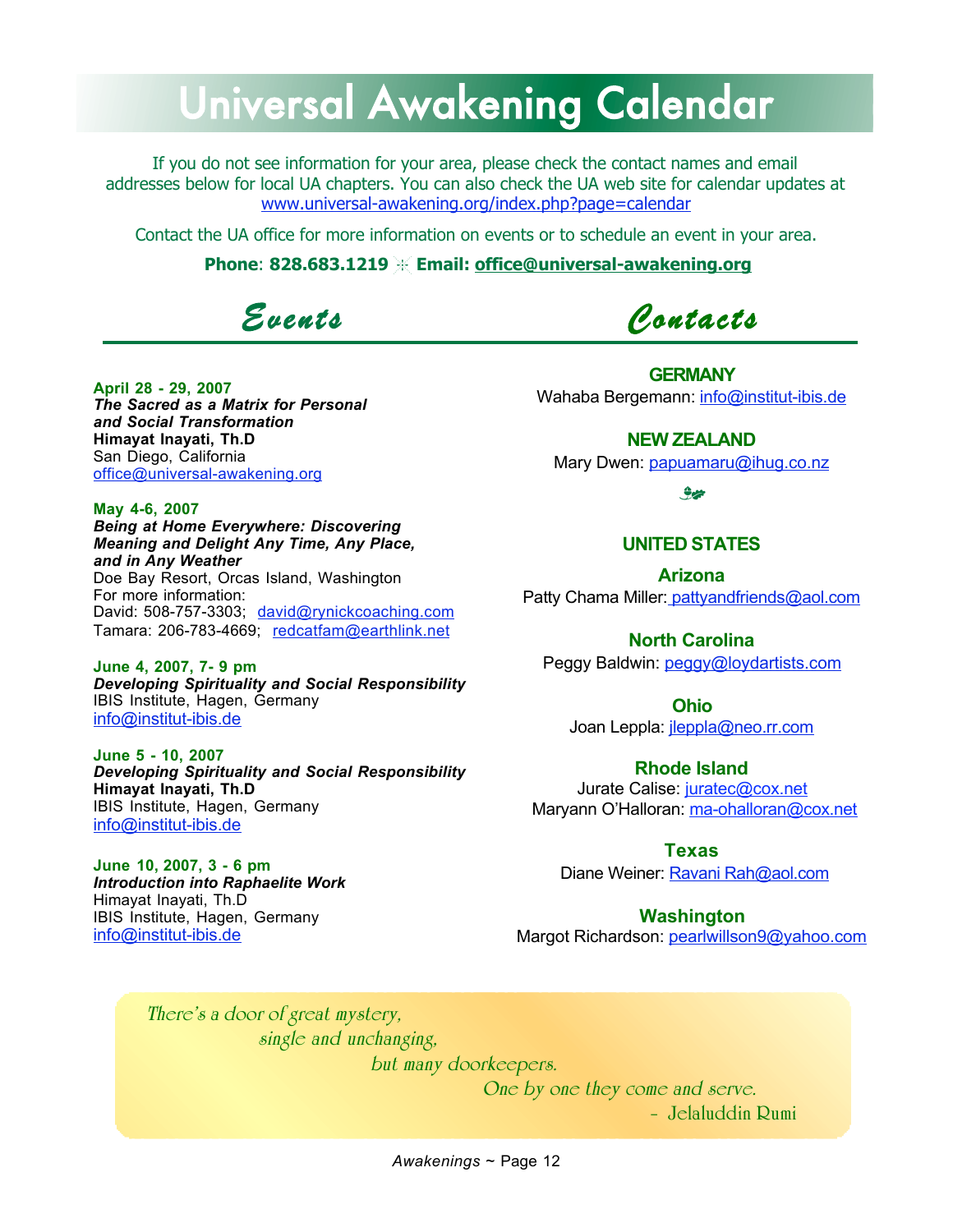# Universal Awakening Calendar

If you do not see information for your area, please check the contact names and email addresses below for local UA chapters. You can also check the UA web site for calendar updates at www.universal-awakening.org/index.php?page=calendar

Contact the UA office for more information on events or to schedule an event in your area.

**Phone: 828.683.1219 ✳ Email: office@universal-awakening.org**

## Events

**April 28 - 29, 2007**
***The Sacred as a Matrix for Personal and Social Transformation***
**Himayat Inayati, Th.D**
San Diego, California
office@universal-awakening.org

**May 4-6, 2007**
***Being at Home Everywhere: Discovering Meaning and Delight Any Time, Any Place, and in Any Weather***
Doe Bay Resort, Orcas Island, Washington
For more information:
David: 508-757-3303; david@rynickcoaching.com
Tamara: 206-783-4669; redcatfam@earthlink.net

**June 4, 2007, 7- 9 pm**
***Developing Spirituality and Social Responsibility***
IBIS Institute, Hagen, Germany
info@institut-ibis.de

**June 5 - 10, 2007**
***Developing Spirituality and Social Responsibility***
**Himayat Inayati, Th.D**
IBIS Institute, Hagen, Germany
info@institut-ibis.de

**June 10, 2007, 3 - 6 pm**
***Introduction into Raphaelite Work***
Himayat Inayati, Th.D
IBIS Institute, Hagen, Germany
info@institut-ibis.de

## Contacts

### GERMANY
Wahaba Bergemann: info@institut-ibis.de

### NEW ZEALAND
Mary Dwen: papuamaru@ihug.co.nz

### UNITED STATES

**Arizona**
Patty Chama Miller: pattyandfriends@aol.com

**North Carolina**
Peggy Baldwin: peggy@loydartists.com

**Ohio**
Joan Leppla: jleppla@neo.rr.com

**Rhode Island**
Jurate Calise: juratec@cox.net
Maryann O'Halloran: ma-ohalloran@cox.net

**Texas**
Diane Weiner: Ravani Rah@aol.com

**Washington**
Margot Richardson: pearlwillson9@yahoo.com

*There's a door of great mystery,*
*single and unchanging,*
*but many doorkeepers.*
*One by one they come and serve.*
*- Jelaluddin Rumi*